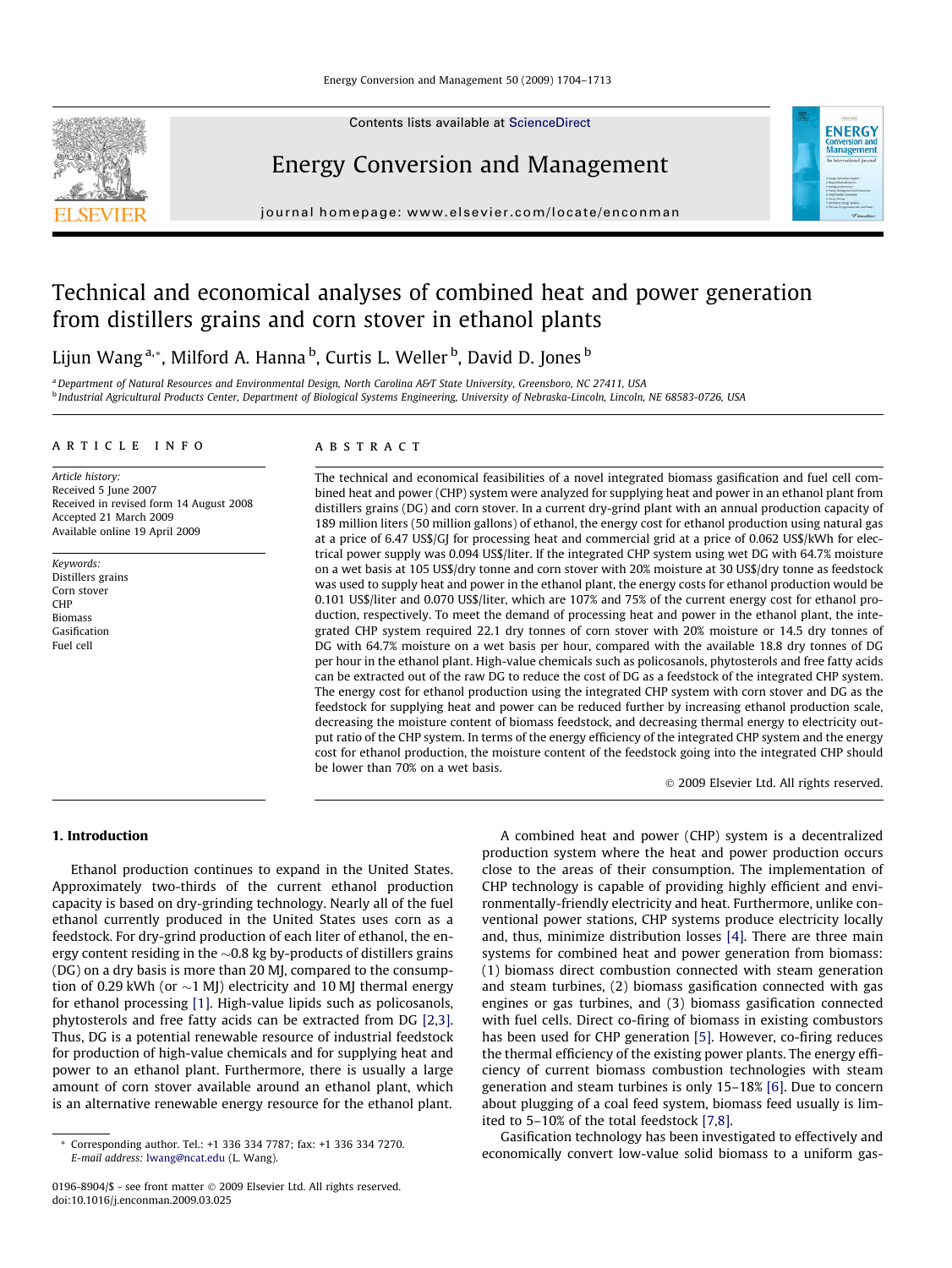# Technical and economical analyses of combined heat and power generation from distillers grains and corn stover in ethanol plants

Lijun Wang [a,*], Milford A. Hanna [b], Curtis L. Weller [b], David D. Jones [b]

[a] Department of Natural Resources and Environmental Design, North Carolina A&T State University, Greensboro, NC 27411, USA

[b] Industrial Agricultural Products Center, Department of Biological Systems Engineering, University of Nebraska-Lincoln, Lincoln, NE 68583-0726, USA

## ARTICLE INFO

*Article history:*
Received 5 June 2007
Received in revised form 14 August 2008
Accepted 21 March 2009
Available online 19 April 2009

*Keywords:*
Distillers grains
Corn stover
CHP
Biomass
Gasification
Fuel cell

## ABSTRACT

The technical and economical feasibilities of a novel integrated biomass gasification and fuel cell combined heat and power (CHP) system were analyzed for supplying heat and power in an ethanol plant from distillers grains (DG) and corn stover. In a current dry-grind plant with an annual production capacity of 189 million liters (50 million gallons) of ethanol, the energy cost for ethanol production using natural gas at a price of 6.47 US$/GJ for processing heat and commercial grid at a price of 0.062 US$/kWh for electrical power supply was 0.094 US$/liter. If the integrated CHP system using wet DG with 64.7% moisture on a wet basis at 105 US$/dry tonne and corn stover with 20% moisture at 30 US$/dry tonne as feedstock was used to supply heat and power in the ethanol plant, the energy costs for ethanol production would be 0.101 US$/liter and 0.070 US$/liter, which are 107% and 75% of the current energy cost for ethanol production, respectively. To meet the demand of processing heat and power in the ethanol plant, the integrated CHP system required 22.1 dry tonnes of corn stover with 20% moisture or 14.5 dry tonnes of DG with 64.7% moisture on a wet basis per hour, compared with the available 18.8 dry tonnes of DG per hour in the ethanol plant. High-value chemicals such as policosanols, phytosterols and free fatty acids can be extracted out of the raw DG to reduce the cost of DG as a feedstock of the integrated CHP system. The energy cost for ethanol production using the integrated CHP system with corn stover and DG as the feedstock for supplying heat and power can be reduced further by increasing ethanol production scale, decreasing the moisture content of biomass feedstock, and decreasing thermal energy to electricity output ratio of the CHP system. In terms of the energy efficiency of the integrated CHP system and the energy cost for ethanol production, the moisture content of the feedstock going into the integrated CHP should be lower than 70% on a wet basis.

© 2009 Elsevier Ltd. All rights reserved.

## 1. Introduction

Ethanol production continues to expand in the United States. Approximately two-thirds of the current ethanol production capacity is based on dry-grinding technology. Nearly all of the fuel ethanol currently produced in the United States uses corn as a feedstock. For dry-grind production of each liter of ethanol, the energy content residing in the ~0.8 kg by-products of distillers grains (DG) on a dry basis is more than 20 MJ, compared to the consumption of 0.29 kWh (or ~1 MJ) electricity and 10 MJ thermal energy for ethanol processing [1]. High-value lipids such as policosanols, phytosterols and free fatty acids can be extracted from DG [2,3]. Thus, DG is a potential renewable resource of industrial feedstock for production of high-value chemicals and for supplying heat and power to an ethanol plant. Furthermore, there is usually a large amount of corn stover available around an ethanol plant, which is an alternative renewable energy resource for the ethanol plant.

A combined heat and power (CHP) system is a decentralized production system where the heat and power production occurs close to the areas of their consumption. The implementation of CHP technology is capable of providing highly efficient and environmentally-friendly electricity and heat. Furthermore, unlike conventional power stations, CHP systems produce electricity locally and, thus, minimize distribution losses [4]. There are three main systems for combined heat and power generation from biomass: (1) biomass direct combustion connected with steam generation and steam turbines, (2) biomass gasification connected with gas engines or gas turbines, and (3) biomass gasification connected with fuel cells. Direct co-firing of biomass in existing combustors has been used for CHP generation [5]. However, co-firing reduces the thermal efficiency of the existing power plants. The energy efficiency of current biomass combustion technologies with steam generation and steam turbines is only 15–18% [6]. Due to concern about plugging of a coal feed system, biomass feed usually is limited to 5–10% of the total feedstock [7,8].

Gasification technology has been investigated to effectively and economically convert low-value solid biomass to a uniform gas-

* Corresponding author. Tel.: +1 336 334 7787; fax: +1 336 334 7270.
*E-mail address:* lwang@ncat.edu (L. Wang).

0196-8904/$ - see front matter © 2009 Elsevier Ltd. All rights reserved.
doi:10.1016/j.enconman.2009.03.025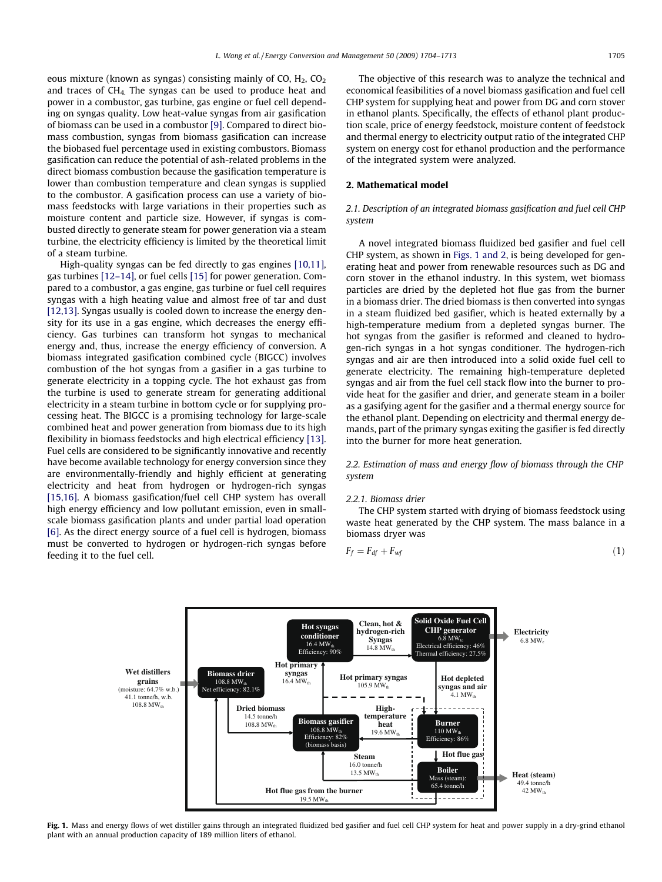eous mixture (known as syngas) consisting mainly of CO, $H_2$, $CO_2$ and traces of $CH_4$. The syngas can be used to produce heat and power in a combustor, gas turbine, gas engine or fuel cell depending on syngas quality. Low heat-value syngas from air gasification of biomass can be used in a combustor [9]. Compared to direct biomass combustion, syngas from biomass gasification can increase the biobased fuel percentage used in existing combustors. Biomass gasification can reduce the potential of ash-related problems in the direct biomass combustion because the gasification temperature is lower than combustion temperature and clean syngas is supplied to the combustor. A gasification process can use a variety of biomass feedstocks with large variations in their properties such as moisture content and particle size. However, if syngas is combusted directly to generate steam for power generation via a steam turbine, the electricity efficiency is limited by the theoretical limit of a steam turbine.

High-quality syngas can be fed directly to gas engines [10,11], gas turbines [12–14], or fuel cells [15] for power generation. Compared to a combustor, a gas engine, gas turbine or fuel cell requires syngas with a high heating value and almost free of tar and dust [12,13]. Syngas usually is cooled down to increase the energy density for its use in a gas engine, which decreases the energy efficiency. Gas turbines can transform hot syngas to mechanical energy and, thus, increase the energy efficiency of conversion. A biomass integrated gasification combined cycle (BIGCC) involves combustion of the hot syngas from a gasifier in a gas turbine to generate electricity in a topping cycle. The hot exhaust gas from the turbine is used to generate stream for generating additional electricity in a steam turbine in bottom cycle or for supplying processing heat. The BIGCC is a promising technology for large-scale combined heat and power generation from biomass due to its high flexibility in biomass feedstocks and high electrical efficiency [13]. Fuel cells are considered to be significantly innovative and recently have become available technology for energy conversion since they are environmentally-friendly and highly efficient at generating electricity and heat from hydrogen or hydrogen-rich syngas [15,16]. A biomass gasification/fuel cell CHP system has overall high energy efficiency and low pollutant emission, even in small-scale biomass gasification plants and under partial load operation [6]. As the direct energy source of a fuel cell is hydrogen, biomass must be converted to hydrogen or hydrogen-rich syngas before feeding it to the fuel cell.

The objective of this research was to analyze the technical and economical feasibilities of a novel biomass gasification and fuel cell CHP system for supplying heat and power from DG and corn stover in ethanol plants. Specifically, the effects of ethanol plant production scale, price of energy feedstock, moisture content of feedstock and thermal energy to electricity output ratio of the integrated CHP system on energy cost for ethanol production and the performance of the integrated system were analyzed.

## 2. Mathematical model

### *2.1. Description of an integrated biomass gasification and fuel cell CHP system*

A novel integrated biomass fluidized bed gasifier and fuel cell CHP system, as shown in Figs. 1 and 2, is being developed for generating heat and power from renewable resources such as DG and corn stover in the ethanol industry. In this system, wet biomass particles are dried by the depleted hot flue gas from the burner in a biomass drier. The dried biomass is then converted into syngas in a steam fluidized bed gasifier, which is heated externally by a high-temperature medium from a depleted syngas burner. The hot syngas from the gasifier is reformed and cleaned to hydrogen-rich syngas in a hot syngas conditioner. The hydrogen-rich syngas and air are then introduced into a solid oxide fuel cell to generate electricity. The remaining high-temperature depleted syngas and air from the fuel cell stack flow into the burner to provide heat for the gasifier and drier, and generate steam in a boiler as a gasifying agent for the gasifier and a thermal energy source for the ethanol plant. Depending on electricity and thermal energy demands, part of the primary syngas exiting the gasifier is fed directly into the burner for more heat generation.

### *2.2. Estimation of mass and energy flow of biomass through the CHP system*

#### *2.2.1. Biomass drier*

The CHP system started with drying of biomass feedstock using waste heat generated by the CHP system. The mass balance in a biomass dryer was

$$F_f = F_{df} + F_{wf} \tag{1}$$

**Fig. 1.** Mass and energy flows of wet distiller gains through an integrated fluidized bed gasifier and fuel cell CHP system for heat and power supply in a dry-grind ethanol plant with an annual production capacity of 189 million liters of ethanol.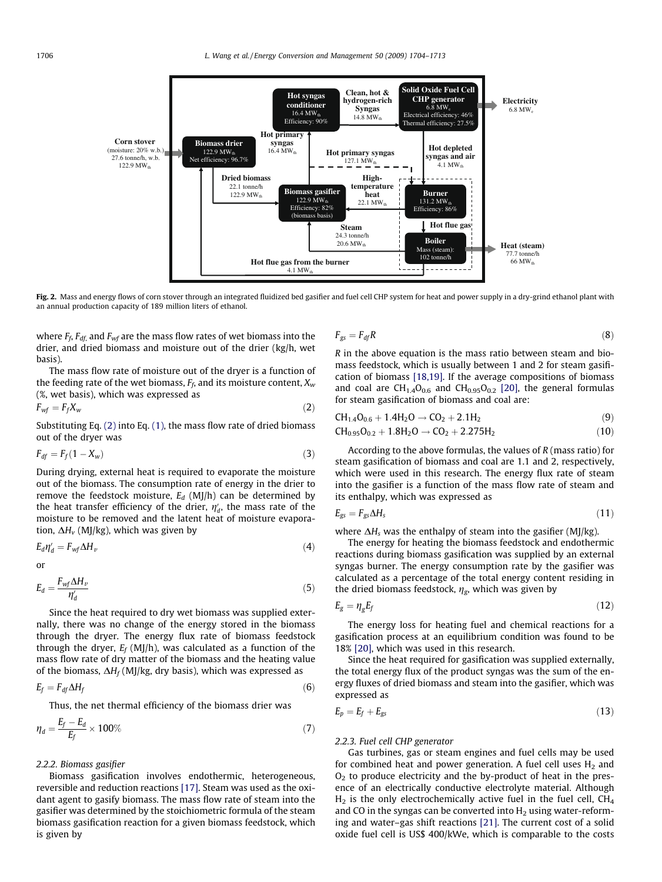Fig. 2. Mass and energy flows of corn stover through an integrated fluidized bed gasifier and fuel cell CHP system for heat and power supply in a dry-grind ethanol plant with an annual production capacity of 189 million liters of ethanol.

where $F_f$, $F_{df}$, and $F_{wf}$ are the mass flow rates of wet biomass into the drier, and dried biomass and moisture out of the drier (kg/h, wet basis).

The mass flow rate of moisture out of the dryer is a function of the feeding rate of the wet biomass, $F_f$, and its moisture content, $X_w$ (%, wet basis), which was expressed as

$$F_{wf} = F_f X_w \tag{2}$$

Substituting Eq. (2) into Eq. (1), the mass flow rate of dried biomass out of the dryer was

$$F_{df} = F_f(1 - X_w) \tag{3}$$

During drying, external heat is required to evaporate the moisture out of the biomass. The consumption rate of energy in the drier to remove the feedstock moisture, $E_d$ (MJ/h) can be determined by the heat transfer efficiency of the drier, $\eta_d'$, the mass rate of the moisture to be removed and the latent heat of moisture evaporation, $\Delta H_v$ (MJ/kg), which was given by

$$E_d \eta_d' = F_{wf} \Delta H_v \tag{4}$$

or

$$E_d = \frac{F_{wf} \Delta H_v}{\eta_d'} \tag{5}$$

Since the heat required to dry wet biomass was supplied externally, there was no change of the energy stored in the biomass through the dryer. The energy flux rate of biomass feedstock through the dryer, $E_f$ (MJ/h), was calculated as a function of the mass flow rate of dry matter of the biomass and the heating value of the biomass, $\Delta H_f$ (MJ/kg, dry basis), which was expressed as

$$E_f = F_{df} \Delta H_f \tag{6}$$

Thus, the net thermal efficiency of the biomass drier was

$$\eta_d = \frac{E_f - E_d}{E_f} \times 100\% \tag{7}$$

### 2.2.2. Biomass gasifier

Biomass gasification involves endothermic, heterogeneous, reversible and reduction reactions [17]. Steam was used as the oxidant agent to gasify biomass. The mass flow rate of steam into the gasifier was determined by the stoichiometric formula of the steam biomass gasification reaction for a given biomass feedstock, which is given by

$$F_{gs} = F_{df} R \tag{8}$$

$R$ in the above equation is the mass ratio between steam and biomass feedstock, which is usually between 1 and 2 for steam gasification of biomass [18,19]. If the average compositions of biomass and coal are $CH_{1.4}O_{0.6}$ and $CH_{0.95}O_{0.2}$ [20], the general formulas for steam gasification of biomass and coal are:

$$CH_{1.4}O_{0.6} + 1.4H_2O \rightarrow CO_2 + 2.1H_2 \tag{9}$$

$$CH_{0.95}O_{0.2} + 1.8H_2O \rightarrow CO_2 + 2.275H_2 \tag{10}$$

According to the above formulas, the values of $R$ (mass ratio) for steam gasification of biomass and coal are 1.1 and 2, respectively, which were used in this research. The energy flux rate of steam into the gasifier is a function of the mass flow rate of steam and its enthalpy, which was expressed as

$$E_{gs} = F_{gs} \Delta H_s \tag{11}$$

where $\Delta H_s$ was the enthalpy of steam into the gasifier (MJ/kg).

The energy for heating the biomass feedstock and endothermic reactions during biomass gasification was supplied by an external syngas burner. The energy consumption rate by the gasifier was calculated as a percentage of the total energy content residing in the dried biomass feedstock, $\eta_g$, which was given by

$$E_g = \eta_g E_f \tag{12}$$

The energy loss for heating fuel and chemical reactions for a gasification process at an equilibrium condition was found to be 18% [20], which was used in this research.

Since the heat required for gasification was supplied externally, the total energy flux of the product syngas was the sum of the energy fluxes of dried biomass and steam into the gasifier, which was expressed as

$$E_p = E_f + E_{gs} \tag{13}$$

### 2.2.3. Fuel cell CHP generator

Gas turbines, gas or steam engines and fuel cells may be used for combined heat and power generation. A fuel cell uses $H_2$ and $O_2$ to produce electricity and the by-product of heat in the presence of an electrically conductive electrolyte material. Although $H_2$ is the only electrochemically active fuel in the fuel cell, $CH_4$ and CO in the syngas can be converted into $H_2$ using water-reforming and water–gas shift reactions [21]. The current cost of a solid oxide fuel cell is US$ 400/kWe, which is comparable to the costs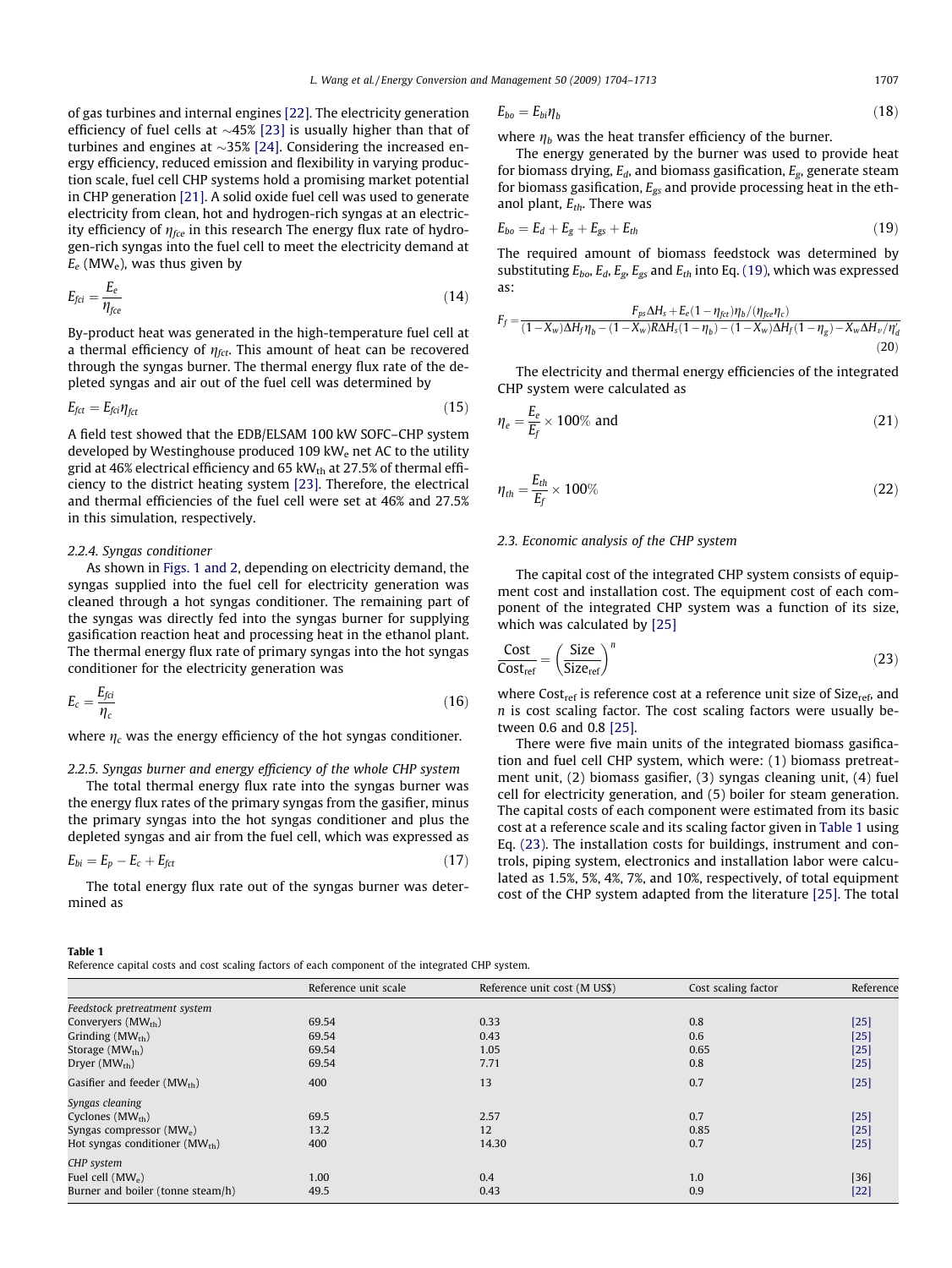of gas turbines and internal engines [22]. The electricity generation efficiency of fuel cells at ∼45% [23] is usually higher than that of turbines and engines at ∼35% [24]. Considering the increased energy efficiency, reduced emission and flexibility in varying production scale, fuel cell CHP systems hold a promising market potential in CHP generation [21]. A solid oxide fuel cell was used to generate electricity from clean, hot and hydrogen-rich syngas at an electricity efficiency of $\eta_{fce}$ in this research The energy flux rate of hydrogen-rich syngas into the fuel cell to meet the electricity demand at $E_e$ ($MW_e$), was thus given by

$$E_{fci} = \frac{E_e}{\eta_{fce}} \tag{14}$$

By-product heat was generated in the high-temperature fuel cell at a thermal efficiency of $\eta_{fct}$. This amount of heat can be recovered through the syngas burner. The thermal energy flux rate of the depleted syngas and air out of the fuel cell was determined by

$$E_{fct} = E_{fci}\eta_{fct} \tag{15}$$

A field test showed that the EDB/ELSAM 100 kW SOFC–CHP system developed by Westinghouse produced 109 $kW_e$ net AC to the utility grid at 46% electrical efficiency and 65 $kW_{th}$ at 27.5% of thermal efficiency to the district heating system [23]. Therefore, the electrical and thermal efficiencies of the fuel cell were set at 46% and 27.5% in this simulation, respectively.

### 2.2.4. Syngas conditioner

As shown in Figs. 1 and 2, depending on electricity demand, the syngas supplied into the fuel cell for electricity generation was cleaned through a hot syngas conditioner. The remaining part of the syngas was directly fed into the syngas burner for supplying gasification reaction heat and processing heat in the ethanol plant. The thermal energy flux rate of primary syngas into the hot syngas conditioner for the electricity generation was

$$E_c = \frac{E_{fci}}{\eta_c} \tag{16}$$

where $\eta_c$ was the energy efficiency of the hot syngas conditioner.

### 2.2.5. Syngas burner and energy efficiency of the whole CHP system

The total thermal energy flux rate into the syngas burner was the energy flux rates of the primary syngas from the gasifier, minus the primary syngas into the hot syngas conditioner and plus the depleted syngas and air from the fuel cell, which was expressed as

$$E_{bi} = E_p - E_c + E_{fct} \tag{17}$$

The total energy flux rate out of the syngas burner was determined as

$$E_{bo} = E_{bi}\eta_b \tag{18}$$

where $\eta_b$ was the heat transfer efficiency of the burner.

The energy generated by the burner was used to provide heat for biomass drying, $E_d$, and biomass gasification, $E_g$, generate steam for biomass gasification, $E_{gs}$ and provide processing heat in the ethanol plant, $E_{th}$. There was

$$E_{bo} = E_d + E_g + E_{gs} + E_{th} \tag{19}$$

The required amount of biomass feedstock was determined by substituting $E_{bo}$, $E_d$, $E_g$, $E_{gs}$ and $E_{th}$ into Eq. (19), which was expressed as:

$$F_f = \frac{F_{ps}\Delta H_s + E_e(1-\eta_{fct})\eta_b/(\eta_{fce}\eta_c)}{(1-X_w)\Delta H_f\eta_b - (1-X_w)R\Delta H_s(1-\eta_b) - (1-X_w)\Delta H_f(1-\eta_g) - X_w\Delta H_v/\eta'_d} \tag{20}$$

The electricity and thermal energy efficiencies of the integrated CHP system were calculated as

$$\eta_e = \frac{E_e}{E_f} \times 100\% \text{ and} \tag{21}$$

$$\eta_{th} = \frac{E_{th}}{E_f} \times 100\% \tag{22}$$

## 2.3. Economic analysis of the CHP system

The capital cost of the integrated CHP system consists of equipment cost and installation cost. The equipment cost of each component of the integrated CHP system was a function of its size, which was calculated by [25]

$$\frac{\text{Cost}}{\text{Cost}_{\text{ref}}} = \left(\frac{\text{Size}}{\text{Size}_{\text{ref}}}\right)^n \tag{23}$$

where $\text{Cost}_{\text{ref}}$ is reference cost at a reference unit size of $\text{Size}_{\text{ref}}$, and $n$ is cost scaling factor. The cost scaling factors were usually between 0.6 and 0.8 [25].

There were five main units of the integrated biomass gasification and fuel cell CHP system, which were: (1) biomass pretreatment unit, (2) biomass gasifier, (3) syngas cleaning unit, (4) fuel cell for electricity generation, and (5) boiler for steam generation. The capital costs of each component were estimated from its basic cost at a reference scale and its scaling factor given in Table 1 using Eq. (23). The installation costs for buildings, instrument and controls, piping system, electronics and installation labor were calculated as 1.5%, 5%, 4%, 7%, and 10%, respectively, of total equipment cost of the CHP system adapted from the literature [25]. The total

**Table 1**
Reference capital costs and cost scaling factors of each component of the integrated CHP system.

| | Reference unit scale | Reference unit cost (M US$) | Cost scaling factor | Reference |
|---|---|---|---|---|
| *Feedstock pretreatment system* | | | | |
| Converyers ($MW_{th}$) | 69.54 | 0.33 | 0.8 | [25] |
| Grinding ($MW_{th}$) | 69.54 | 0.43 | 0.6 | [25] |
| Storage ($MW_{th}$) | 69.54 | 1.05 | 0.65 | [25] |
| Dryer ($MW_{th}$) | 69.54 | 7.71 | 0.8 | [25] |
| Gasifier and feeder ($MW_{th}$) | 400 | 13 | 0.7 | [25] |
| *Syngas cleaning* | | | | |
| Cyclones ($MW_{th}$) | 69.5 | 2.57 | 0.7 | [25] |
| Syngas compressor ($MW_e$) | 13.2 | 12 | 0.85 | [25] |
| Hot syngas conditioner ($MW_{th}$) | 400 | 14.30 | 0.7 | [25] |
| *CHP system* | | | | |
| Fuel cell ($MW_e$) | 1.00 | 0.4 | 1.0 | [36] |
| Burner and boiler (tonne steam/h) | 49.5 | 0.43 | 0.9 | [22] |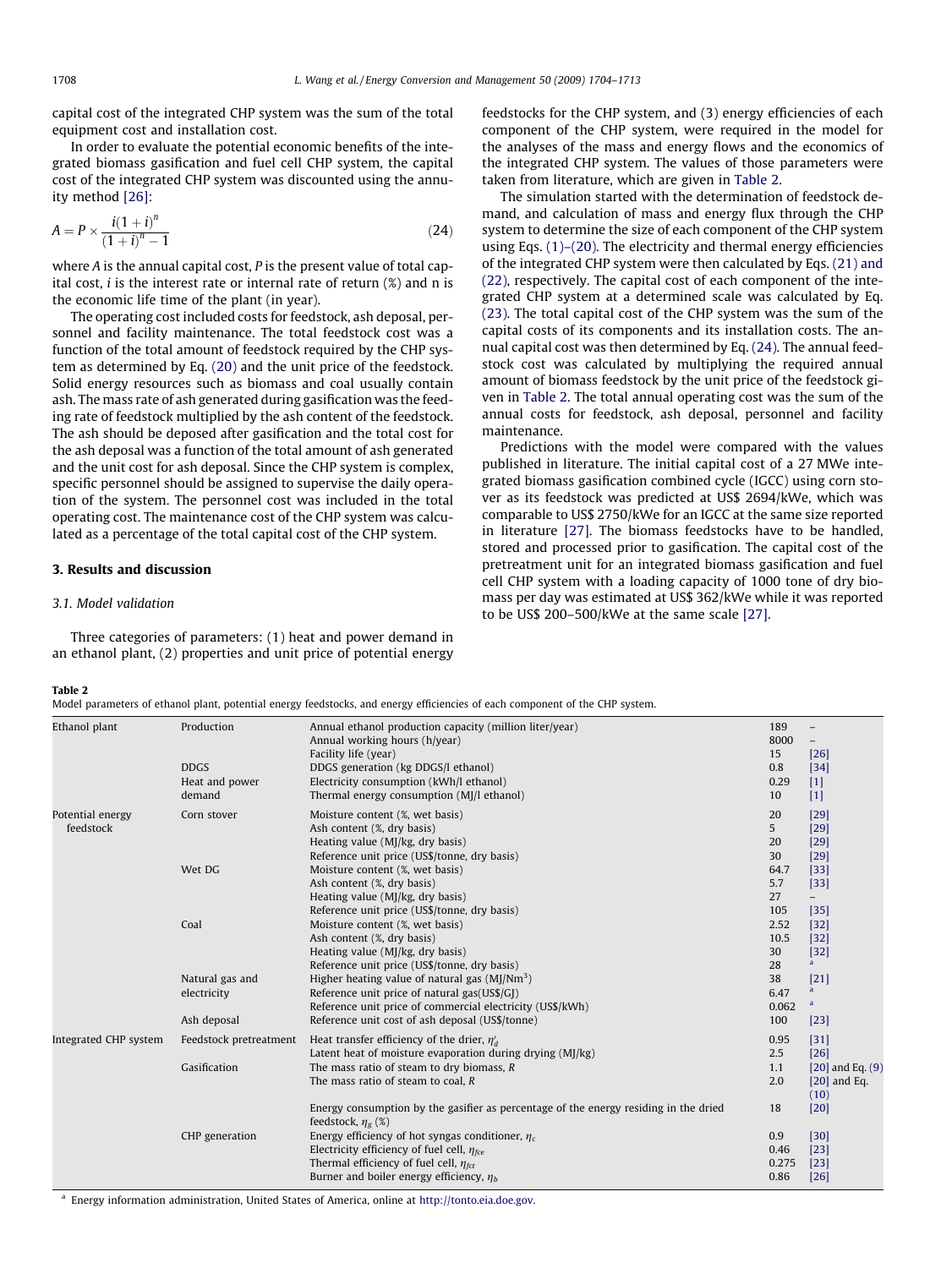capital cost of the integrated CHP system was the sum of the total equipment cost and installation cost.

In order to evaluate the potential economic benefits of the integrated biomass gasification and fuel cell CHP system, the capital cost of the integrated CHP system was discounted using the annuity method [26]:

$$A = P \times \frac{i(1+i)^n}{(1+i)^n - 1} \tag{24}$$

where $A$ is the annual capital cost, $P$ is the present value of total capital cost, $i$ is the interest rate or internal rate of return (%) and n is the economic life time of the plant (in year).

The operating cost included costs for feedstock, ash deposal, personnel and facility maintenance. The total feedstock cost was a function of the total amount of feedstock required by the CHP system as determined by Eq. (20) and the unit price of the feedstock. Solid energy resources such as biomass and coal usually contain ash. The mass rate of ash generated during gasification was the feeding rate of feedstock multiplied by the ash content of the feedstock. The ash should be deposed after gasification and the total cost for the ash deposal was a function of the total amount of ash generated and the unit cost for ash deposal. Since the CHP system is complex, specific personnel should be assigned to supervise the daily operation of the system. The personnel cost was included in the total operating cost. The maintenance cost of the CHP system was calculated as a percentage of the total capital cost of the CHP system.

## 3. Results and discussion

### 3.1. Model validation

Three categories of parameters: (1) heat and power demand in an ethanol plant, (2) properties and unit price of potential energy feedstocks for the CHP system, and (3) energy efficiencies of each component of the CHP system, were required in the model for the analyses of the mass and energy flows and the economics of the integrated CHP system. The values of those parameters were taken from literature, which are given in Table 2.

The simulation started with the determination of feedstock demand, and calculation of mass and energy flux through the CHP system to determine the size of each component of the CHP system using Eqs. (1)–(20). The electricity and thermal energy efficiencies of the integrated CHP system were then calculated by Eqs. (21) and (22), respectively. The capital cost of each component of the integrated CHP system at a determined scale was calculated by Eq. (23). The total capital cost of the CHP system was the sum of the capital costs of its components and its installation costs. The annual capital cost was then determined by Eq. (24). The annual feedstock cost was calculated by multiplying the required annual amount of biomass feedstock by the unit price of the feedstock given in Table 2. The total annual operating cost was the sum of the annual costs for feedstock, ash deposal, personnel and facility maintenance.

Predictions with the model were compared with the values published in literature. The initial capital cost of a 27 MWe integrated biomass gasification combined cycle (IGCC) using corn stover as its feedstock was predicted at US$ 2694/kWe, which was comparable to US$ 2750/kWe for an IGCC at the same size reported in literature [27]. The biomass feedstocks have to be handled, stored and processed prior to gasification. The capital cost of the pretreatment unit for an integrated biomass gasification and fuel cell CHP system with a loading capacity of 1000 tone of dry biomass per day was estimated at US$ 362/kWe while it was reported to be US$ 200–500/kWe at the same scale [27].

**Table 2**
Model parameters of ethanol plant, potential energy feedstocks, and energy efficiencies of each component of the CHP system.

| | | | | |
|---|---|---|---|---|
| Ethanol plant | Production | Annual ethanol production capacity (million liter/year) | 189 | – |
| | | Annual working hours (h/year) | 8000 | – |
| | | Facility life (year) | 15 | [26] |
| | DDGS | DDGS generation (kg DDGS/l ethanol) | 0.8 | [34] |
| | Heat and power demand | Electricity consumption (kWh/l ethanol) | 0.29 | [1] |
| | | Thermal energy consumption (MJ/l ethanol) | 10 | [1] |
| Potential energy feedstock | Corn stover | Moisture content (%, wet basis) | 20 | [29] |
| | | Ash content (%, dry basis) | 5 | [29] |
| | | Heating value (MJ/kg, dry basis) | 20 | [29] |
| | | Reference unit price (US$/tonne, dry basis) | 30 | [29] |
| | Wet DG | Moisture content (%, wet basis) | 64.7 | [33] |
| | | Ash content (%, dry basis) | 5.7 | [33] |
| | | Heating value (MJ/kg, dry basis) | 27 | – |
| | | Reference unit price (US$/tonne, dry basis) | 105 | [35] |
| | Coal | Moisture content (%, wet basis) | 2.52 | [32] |
| | | Ash content (%, dry basis) | 10.5 | [32] |
| | | Heating value (MJ/kg, dry basis) | 30 | [32] |
| | | Reference unit price (US$/tonne, dry basis) | 28 | [a] |
| | Natural gas and electricity | Higher heating value of natural gas (MJ/Nm$^3$) | 38 | [21] |
| | | Reference unit price of natural gas(US$/GJ) | 6.47 | [a] |
| | | Reference unit price of commercial electricity (US$/kWh) | 0.062 | [a] |
| | Ash deposal | Reference unit cost of ash deposal (US$/tonne) | 100 | [23] |
| Integrated CHP system | Feedstock pretreatment | Heat transfer efficiency of the drier, $\eta_d'$ | 0.95 | [31] |
| | | Latent heat of moisture evaporation during drying (MJ/kg) | 2.5 | [26] |
| | Gasification | The mass ratio of steam to dry biomass, $R$ | 1.1 | [20] and Eq. (9) |
| | | The mass ratio of steam to coal, $R$ | 2.0 | [20] and Eq. (10) |
| | | Energy consumption by the gasifier as percentage of the energy residing in the dried feedstock, $\eta_g$ (%) | 18 | [20] |
| | CHP generation | Energy efficiency of hot syngas conditioner, $\eta_c$ | 0.9 | [30] |
| | | Electricity efficiency of fuel cell, $\eta_{fce}$ | 0.46 | [23] |
| | | Thermal efficiency of fuel cell, $\eta_{fct}$ | 0.275 | [23] |
| | | Burner and boiler energy efficiency, $\eta_b$ | 0.86 | [26] |

[a] Energy information administration, United States of America, online at http://tonto.eia.doe.gov.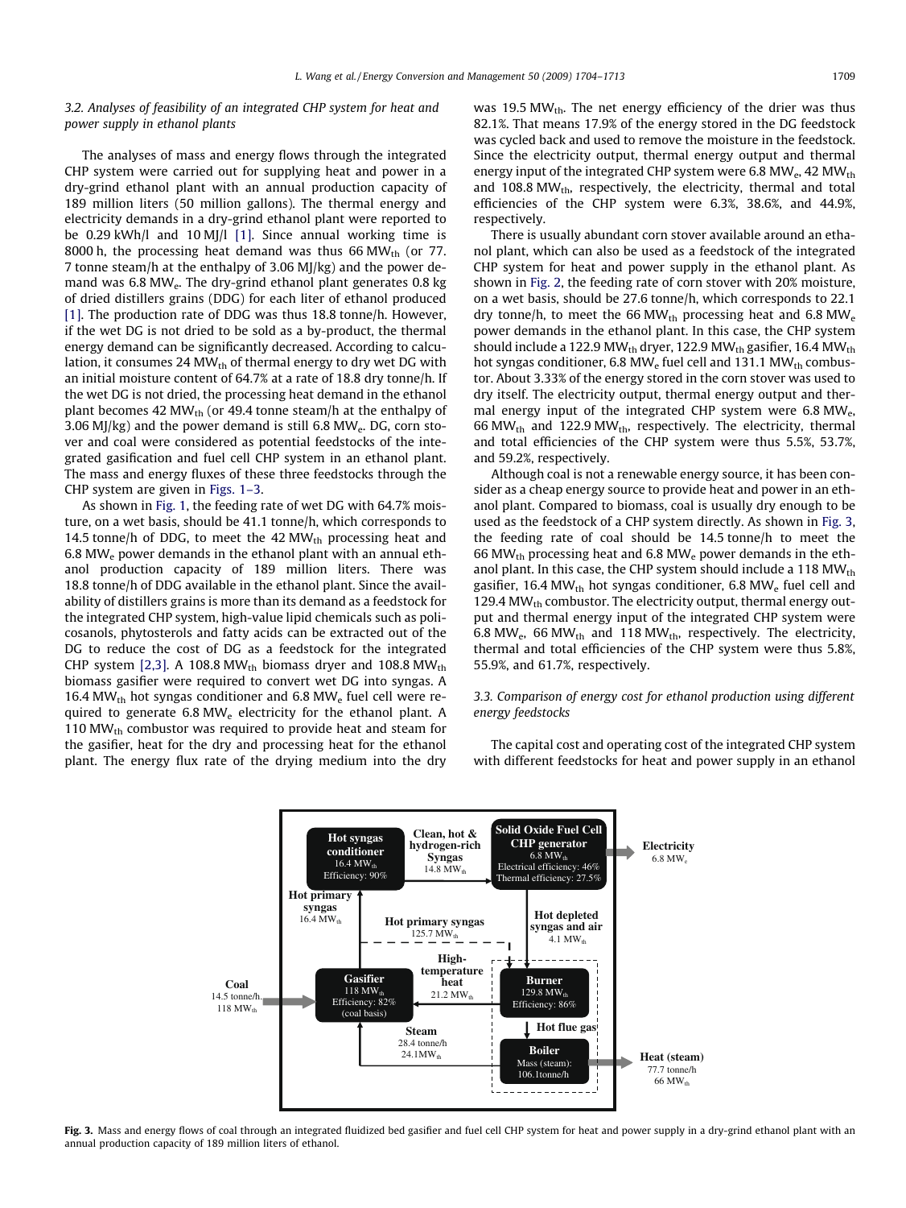### 3.2. Analyses of feasibility of an integrated CHP system for heat and power supply in ethanol plants

The analyses of mass and energy flows through the integrated CHP system were carried out for supplying heat and power in a dry-grind ethanol plant with an annual production capacity of 189 million liters (50 million gallons). The thermal energy and electricity demands in a dry-grind ethanol plant were reported to be 0.29 kWh/l and 10 MJ/l [1]. Since annual working time is 8000 h, the processing heat demand was thus 66 $MW_{th}$ (or 77.7 tonne steam/h at the enthalpy of 3.06 MJ/kg) and the power demand was 6.8 $MW_e$. The dry-grind ethanol plant generates 0.8 kg of dried distillers grains (DDG) for each liter of ethanol produced [1]. The production rate of DDG was thus 18.8 tonne/h. However, if the wet DG is not dried to be sold as a by-product, the thermal energy demand can be significantly decreased. According to calculation, it consumes 24 $MW_{th}$ of thermal energy to dry wet DG with an initial moisture content of 64.7% at a rate of 18.8 dry tonne/h. If the wet DG is not dried, the processing heat demand in the ethanol plant becomes 42 $MW_{th}$ (or 49.4 tonne steam/h at the enthalpy of 3.06 MJ/kg) and the power demand is still 6.8 $MW_e$. DG, corn stover and coal were considered as potential feedstocks of the integrated gasification and fuel cell CHP system in an ethanol plant. The mass and energy fluxes of these three feedstocks through the CHP system are given in Figs. 1–3.

As shown in Fig. 1, the feeding rate of wet DG with 64.7% moisture, on a wet basis, should be 41.1 tonne/h, which corresponds to 14.5 tonne/h of DDG, to meet the 42 $MW_{th}$ processing heat and 6.8 $MW_e$ power demands in the ethanol plant with an annual ethanol production capacity of 189 million liters. There was 18.8 tonne/h of DDG available in the ethanol plant. Since the availability of distillers grains is more than its demand as a feedstock for the integrated CHP system, high-value lipid chemicals such as policosanols, phytosterols and fatty acids can be extracted out of the DG to reduce the cost of DG as a feedstock for the integrated CHP system [2,3]. A 108.8 $MW_{th}$ biomass dryer and 108.8 $MW_{th}$ biomass gasifier were required to convert wet DG into syngas. A 16.4 $MW_{th}$ hot syngas conditioner and 6.8 $MW_e$ fuel cell were required to generate 6.8 $MW_e$ electricity for the ethanol plant. A 110 $MW_{th}$ combustor was required to provide heat and steam for the gasifier, heat for the dry and processing heat for the ethanol plant. The energy flux rate of the drying medium into the dry was 19.5 $MW_{th}$. The net energy efficiency of the drier was thus 82.1%. That means 17.9% of the energy stored in the DG feedstock was cycled back and used to remove the moisture in the feedstock. Since the electricity output, thermal energy output and thermal energy input of the integrated CHP system were 6.8 $MW_e$, 42 $MW_{th}$ and 108.8 $MW_{th}$, respectively, the electricity, thermal and total efficiencies of the CHP system were 6.3%, 38.6%, and 44.9%, respectively.

There is usually abundant corn stover available around an ethanol plant, which can also be used as a feedstock of the integrated CHP system for heat and power supply in the ethanol plant. As shown in Fig. 2, the feeding rate of corn stover with 20% moisture, on a wet basis, should be 27.6 tonne/h, which corresponds to 22.1 dry tonne/h, to meet the 66 $MW_{th}$ processing heat and 6.8 $MW_e$ power demands in the ethanol plant. In this case, the CHP system should include a 122.9 $MW_{th}$ dryer, 122.9 $MW_{th}$ gasifier, 16.4 $MW_{th}$ hot syngas conditioner, 6.8 $MW_e$ fuel cell and 131.1 $MW_{th}$ combustor. About 3.33% of the energy stored in the corn stover was used to dry itself. The electricity output, thermal energy output and thermal energy input of the integrated CHP system were 6.8 $MW_e$, 66 $MW_{th}$ and 122.9 $MW_{th}$, respectively. The electricity, thermal and total efficiencies of the CHP system were thus 5.5%, 53.7%, and 59.2%, respectively.

Although coal is not a renewable energy source, it has been consider as a cheap energy source to provide heat and power in an ethanol plant. Compared to biomass, coal is usually dry enough to be used as the feedstock of a CHP system directly. As shown in Fig. 3, the feeding rate of coal should be 14.5 tonne/h to meet the 66 $MW_{th}$ processing heat and 6.8 $MW_e$ power demands in the ethanol plant. In this case, the CHP system should include a 118 $MW_{th}$ gasifier, 16.4 $MW_{th}$ hot syngas conditioner, 6.8 $MW_e$ fuel cell and 129.4 $MW_{th}$ combustor. The electricity output, thermal energy output and thermal energy input of the integrated CHP system were 6.8 $MW_e$, 66 $MW_{th}$ and 118 $MW_{th}$, respectively. The electricity, thermal and total efficiencies of the CHP system were thus 5.8%, 55.9%, and 61.7%, respectively.

### 3.3. Comparison of energy cost for ethanol production using different energy feedstocks

The capital cost and operating cost of the integrated CHP system with different feedstocks for heat and power supply in an ethanol

**Fig. 3.** Mass and energy flows of coal through an integrated fluidized bed gasifier and fuel cell CHP system for heat and power supply in a dry-grind ethanol plant with an annual production capacity of 189 million liters of ethanol.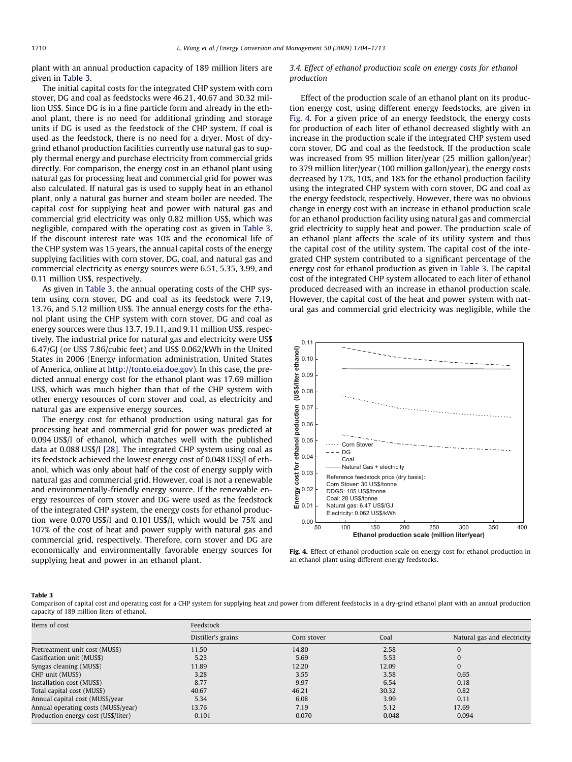plant with an annual production capacity of 189 million liters are given in Table 3.

The initial capital costs for the integrated CHP system with corn stover, DG and coal as feedstocks were 46.21, 40.67 and 30.32 million US$. Since DG is in a fine particle form and already in the ethanol plant, there is no need for additional grinding and storage units if DG is used as the feedstock of the CHP system. If coal is used as the feedstock, there is no need for a dryer. Most of dry-grind ethanol production facilities currently use natural gas to supply thermal energy and purchase electricity from commercial grids directly. For comparison, the energy cost in an ethanol plant using natural gas for processing heat and commercial grid for power was also calculated. If natural gas is used to supply heat in an ethanol plant, only a natural gas burner and steam boiler are needed. The capital cost for supplying heat and power with natural gas and commercial grid electricity was only 0.82 million US$, which was negligible, compared with the operating cost as given in Table 3. If the discount interest rate was 10% and the economical life of the CHP system was 15 years, the annual capital costs of the energy supplying facilities with corn stover, DG, coal, and natural gas and commercial electricity as energy sources were 6.51, 5.35, 3.99, and 0.11 million US$, respectively.

As given in Table 3, the annual operating costs of the CHP system using corn stover, DG and coal as its feedstock were 7.19, 13.76, and 5.12 million US$. The annual energy costs for the ethanol plant using the CHP system with corn stover, DG and coal as energy sources were thus 13.7, 19.11, and 9.11 million US$, respectively. The industrial price for natural gas and electricity were US$ 6.47/GJ (or US$ 7.86/cubic feet) and US$ 0.062/kWh in the United States in 2006 (Energy information administration, United States of America, online at http://tonto.eia.doe.gov). In this case, the predicted annual energy cost for the ethanol plant was 17.69 million US$, which was much higher than that of the CHP system with other energy resources of corn stover and coal, as electricity and natural gas are expensive energy sources.

The energy cost for ethanol production using natural gas for processing heat and commercial grid for power was predicted at 0.094 US$/l of ethanol, which matches well with the published data at 0.088 US$/l [28]. The integrated CHP system using coal as its feedstock achieved the lowest energy cost of 0.048 US$/l of ethanol, which was only about half of the cost of energy supply with natural gas and commercial grid. However, coal is not a renewable and environmentally-friendly energy source. If the renewable energy resources of corn stover and DG were used as the feedstock of the integrated CHP system, the energy costs for ethanol production were 0.070 US$/l and 0.101 US$/l, which would be 75% and 107% of the cost of heat and power supply with natural gas and commercial grid, respectively. Therefore, corn stover and DG are economically and environmentally favorable energy sources for supplying heat and power in an ethanol plant.

### *3.4. Effect of ethanol production scale on energy costs for ethanol production*

Effect of the production scale of an ethanol plant on its production energy cost, using different energy feedstocks, are given in Fig. 4. For a given price of an energy feedstock, the energy costs for production of each liter of ethanol decreased slightly with an increase in the production scale if the integrated CHP system used corn stover, DG and coal as the feedstock. If the production scale was increased from 95 million liter/year (25 million gallon/year) to 379 million liter/year (100 million gallon/year), the energy costs decreased by 17%, 10%, and 18% for the ethanol production facility using the integrated CHP system with corn stover, DG and coal as the energy feedstock, respectively. However, there was no obvious change in energy cost with an increase in ethanol production scale for an ethanol production facility using natural gas and commercial grid electricity to supply heat and power. The production scale of an ethanol plant affects the scale of its utility system and thus the capital cost of the utility system. The capital cost of the integrated CHP system contributed to a significant percentage of the energy cost for ethanol production as given in Table 3. The capital cost of the integrated CHP system allocated to each liter of ethanol produced decreased with an increase in ethanol production scale. However, the capital cost of the heat and power system with natural gas and commercial grid electricity was negligible, while the

**Fig. 4.** Effect of ethanol production scale on energy cost for ethanol production in an ethanol plant using different energy feedstocks.

**Table 3**
Comparison of capital cost and operating cost for a CHP system for supplying heat and power from different feedstocks in a dry-grind ethanol plant with an annual production capacity of 189 million liters of ethanol.

| Items of cost | Feedstock | | | |
|---|---|---|---|---|
| | Distiller's grains | Corn stover | Coal | Natural gas and electricity |
| Pretreatment unit cost (MUS$) | 11.50 | 14.80 | 2.58 | 0 |
| Gasification unit (MUS$) | 5.23 | 5.69 | 5.53 | 0 |
| Syngas cleaning (MUS$) | 11.89 | 12.20 | 12.09 | 0 |
| CHP unit (MUS$) | 3.28 | 3.55 | 3.58 | 0.65 |
| Installation cost (MUS$) | 8.77 | 9.97 | 6.54 | 0.18 |
| Total capital cost (MUS$) | 40.67 | 46.21 | 30.32 | 0.82 |
| Annual capital cost (MUS$/year | 5.34 | 6.08 | 3.99 | 0.11 |
| Annual operating costs (MUS$/year) | 13.76 | 7.19 | 5.12 | 17.69 |
| Production energy cost (US$/liter) | 0.101 | 0.070 | 0.048 | 0.094 |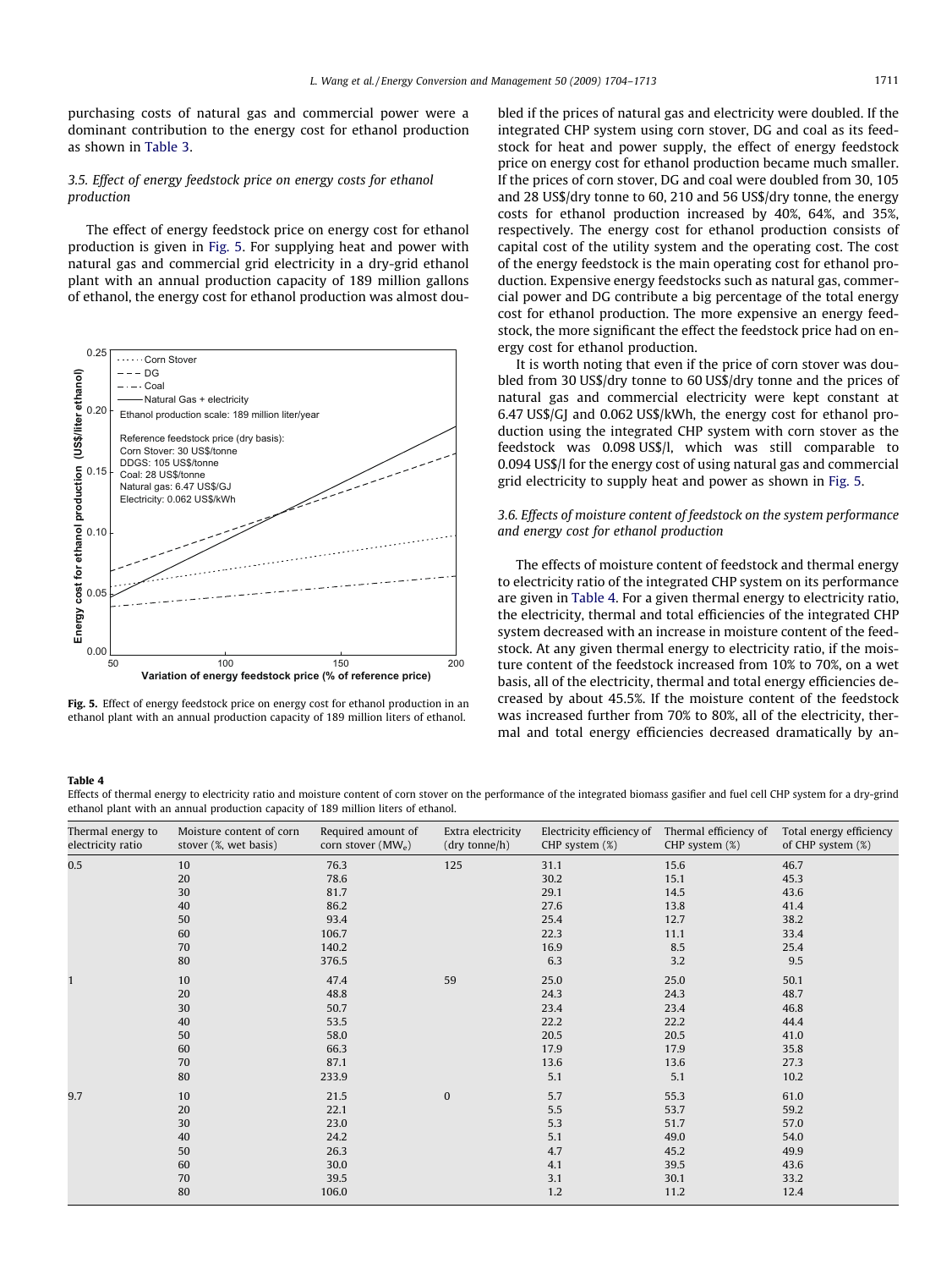purchasing costs of natural gas and commercial power were a dominant contribution to the energy cost for ethanol production as shown in Table 3.

### 3.5. Effect of energy feedstock price on energy costs for ethanol production

The effect of energy feedstock price on energy cost for ethanol production is given in Fig. 5. For supplying heat and power with natural gas and commercial grid electricity in a dry-grid ethanol plant with an annual production capacity of 189 million gallons of ethanol, the energy cost for ethanol production was almost doubled if the prices of natural gas and electricity were doubled. If the integrated CHP system using corn stover, DG and coal as its feedstock for heat and power supply, the effect of energy feedstock price on energy cost for ethanol production became much smaller. If the prices of corn stover, DG and coal were doubled from 30, 105 and 28 US$/dry tonne to 60, 210 and 56 US$/dry tonne, the energy costs for ethanol production increased by 40%, 64%, and 35%, respectively. The energy cost for ethanol production consists of capital cost of the utility system and the operating cost. The cost of the energy feedstock is the main operating cost for ethanol production. Expensive energy feedstocks such as natural gas, commercial power and DG contribute a big percentage of the total energy cost for ethanol production. The more expensive an energy feedstock, the more significant the effect the feedstock price had on energy cost for ethanol production.

Fig. 5. Effect of energy feedstock price on energy cost for ethanol production in an ethanol plant with an annual production capacity of 189 million liters of ethanol.

It is worth noting that even if the price of corn stover was doubled from 30 US$/dry tonne to 60 US$/dry tonne and the prices of natural gas and commercial electricity were kept constant at 6.47 US$/GJ and 0.062 US$/kWh, the energy cost for ethanol production using the integrated CHP system with corn stover as the feedstock was 0.098 US$/l, which was still comparable to 0.094 US$/l for the energy cost of using natural gas and commercial grid electricity to supply heat and power as shown in Fig. 5.

### 3.6. Effects of moisture content of feedstock on the system performance and energy cost for ethanol production

The effects of moisture content of feedstock and thermal energy to electricity ratio of the integrated CHP system on its performance are given in Table 4. For a given thermal energy to electricity ratio, the electricity, thermal and total efficiencies of the integrated CHP system decreased with an increase in moisture content of the feedstock. At any given thermal energy to electricity ratio, if the moisture content of the feedstock increased from 10% to 70%, on a wet basis, all of the electricity, thermal and total energy efficiencies decreased by about 45.5%. If the moisture content of the feedstock was increased further from 70% to 80%, all of the electricity, thermal and total energy efficiencies decreased dramatically by an-

**Table 4**
Effects of thermal energy to electricity ratio and moisture content of corn stover on the performance of the integrated biomass gasifier and fuel cell CHP system for a dry-grind ethanol plant with an annual production capacity of 189 million liters of ethanol.

| Thermal energy to electricity ratio | Moisture content of corn stover (%, wet basis) | Required amount of corn stover ($MW_e$) | Extra electricity (dry tonne/h) | Electricity efficiency of CHP system (%) | Thermal efficiency of CHP system (%) | Total energy efficiency of CHP system (%) |
|---|---|---|---|---|---|---|
| 0.5 | 10 | 76.3 | 125 | 31.1 | 15.6 | 46.7 |
| | 20 | 78.6 | | 30.2 | 15.1 | 45.3 |
| | 30 | 81.7 | | 29.1 | 14.5 | 43.6 |
| | 40 | 86.2 | | 27.6 | 13.8 | 41.4 |
| | 50 | 93.4 | | 25.4 | 12.7 | 38.2 |
| | 60 | 106.7 | | 22.3 | 11.1 | 33.4 |
| | 70 | 140.2 | | 16.9 | 8.5 | 25.4 |
| | 80 | 376.5 | | 6.3 | 3.2 | 9.5 |
| 1 | 10 | 47.4 | 59 | 25.0 | 25.0 | 50.1 |
| | 20 | 48.8 | | 24.3 | 24.3 | 48.7 |
| | 30 | 50.7 | | 23.4 | 23.4 | 46.8 |
| | 40 | 53.5 | | 22.2 | 22.2 | 44.4 |
| | 50 | 58.0 | | 20.5 | 20.5 | 41.0 |
| | 60 | 66.3 | | 17.9 | 17.9 | 35.8 |
| | 70 | 87.1 | | 13.6 | 13.6 | 27.3 |
| | 80 | 233.9 | | 5.1 | 5.1 | 10.2 |
| 9.7 | 10 | 21.5 | 0 | 5.7 | 55.3 | 61.0 |
| | 20 | 22.1 | | 5.5 | 53.7 | 59.2 |
| | 30 | 23.0 | | 5.3 | 51.7 | 57.0 |
| | 40 | 24.2 | | 5.1 | 49.0 | 54.0 |
| | 50 | 26.3 | | 4.7 | 45.2 | 49.9 |
| | 60 | 30.0 | | 4.1 | 39.5 | 43.6 |
| | 70 | 39.5 | | 3.1 | 30.1 | 33.2 |
| | 80 | 106.0 | | 1.2 | 11.2 | 12.4 |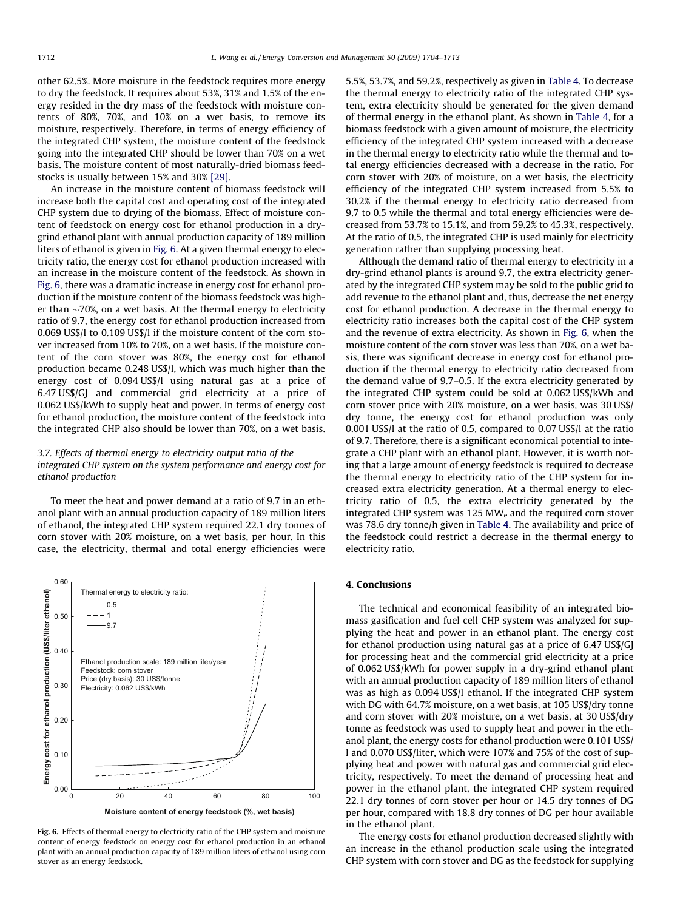other 62.5%. More moisture in the feedstock requires more energy to dry the feedstock. It requires about 53%, 31% and 1.5% of the energy resided in the dry mass of the feedstock with moisture contents of 80%, 70%, and 10% on a wet basis, to remove its moisture, respectively. Therefore, in terms of energy efficiency of the integrated CHP system, the moisture content of the feedstock going into the integrated CHP should be lower than 70% on a wet basis. The moisture content of most naturally-dried biomass feedstocks is usually between 15% and 30% [29].

An increase in the moisture content of biomass feedstock will increase both the capital cost and operating cost of the integrated CHP system due to drying of the biomass. Effect of moisture content of feedstock on energy cost for ethanol production in a dry-grind ethanol plant with annual production capacity of 189 million liters of ethanol is given in Fig. 6. At a given thermal energy to electricity ratio, the energy cost for ethanol production increased with an increase in the moisture content of the feedstock. As shown in Fig. 6, there was a dramatic increase in energy cost for ethanol production if the moisture content of the biomass feedstock was higher than ~70%, on a wet basis. At the thermal energy to electricity ratio of 9.7, the energy cost for ethanol production increased from 0.069 US$/l to 0.109 US$/l if the moisture content of the corn stover increased from 10% to 70%, on a wet basis. If the moisture content of the corn stover was 80%, the energy cost for ethanol production became 0.248 US$/l, which was much higher than the energy cost of 0.094 US$/l using natural gas at a price of 6.47 US$/GJ and commercial grid electricity at a price of 0.062 US$/kWh to supply heat and power. In terms of energy cost for ethanol production, the moisture content of the feedstock into the integrated CHP also should be lower than 70%, on a wet basis.

### 3.7. Effects of thermal energy to electricity output ratio of the integrated CHP system on the system performance and energy cost for ethanol production

To meet the heat and power demand at a ratio of 9.7 in an ethanol plant with an annual production capacity of 189 million liters of ethanol, the integrated CHP system required 22.1 dry tonnes of corn stover with 20% moisture, on a wet basis, per hour. In this case, the electricity, thermal and total energy efficiencies were 5.5%, 53.7%, and 59.2%, respectively as given in Table 4. To decrease the thermal energy to electricity ratio of the integrated CHP system, extra electricity should be generated for the given demand of thermal energy in the ethanol plant. As shown in Table 4, for a biomass feedstock with a given amount of moisture, the electricity efficiency of the integrated CHP system increased with a decrease in the thermal energy to electricity ratio while the thermal and total energy efficiencies decreased with a decrease in the ratio. For corn stover with 20% of moisture, on a wet basis, the electricity efficiency of the integrated CHP system increased from 5.5% to 30.2% if the thermal energy to electricity ratio decreased from 9.7 to 0.5 while the thermal and total energy efficiencies were decreased from 53.7% to 15.1%, and from 59.2% to 45.3%, respectively. At the ratio of 0.5, the integrated CHP is used mainly for electricity generation rather than supplying processing heat.

Although the demand ratio of thermal energy to electricity in a dry-grind ethanol plants is around 9.7, the extra electricity generated by the integrated CHP system may be sold to the public grid to add revenue to the ethanol plant and, thus, decrease the net energy cost for ethanol production. A decrease in the thermal energy to electricity ratio increases both the capital cost of the CHP system and the revenue of extra electricity. As shown in Fig. 6, when the moisture content of the corn stover was less than 70%, on a wet basis, there was significant decrease in energy cost for ethanol production if the thermal energy to electricity ratio decreased from the demand value of 9.7–0.5. If the extra electricity generated by the integrated CHP system could be sold at 0.062 US$/kWh and corn stover price with 20% moisture, on a wet basis, was 30 US$/dry tonne, the energy cost for ethanol production was only 0.001 US$/l at the ratio of 0.5, compared to 0.07 US$/l at the ratio of 9.7. Therefore, there is a significant economical potential to integrate a CHP plant with an ethanol plant. However, it is worth noting that a large amount of energy feedstock is required to decrease the thermal energy to electricity ratio of the CHP system for increased extra electricity generation. At a thermal energy to electricity ratio of 0.5, the extra electricity generated by the integrated CHP system was 125 $MW_e$ and the required corn stover was 78.6 dry tonne/h given in Table 4. The availability and price of the feedstock could restrict a decrease in the thermal energy to electricity ratio.

**Fig. 6.** Effects of thermal energy to electricity ratio of the CHP system and moisture content of energy feedstock on energy cost for ethanol production in an ethanol plant with an annual production capacity of 189 million liters of ethanol using corn stover as an energy feedstock.

## 4. Conclusions

The technical and economical feasibility of an integrated biomass gasification and fuel cell CHP system was analyzed for supplying the heat and power in an ethanol plant. The energy cost for ethanol production using natural gas at a price of 6.47 US$/GJ for processing heat and the commercial grid electricity at a price of 0.062 US$/kWh for power supply in a dry-grind ethanol plant with an annual production capacity of 189 million liters of ethanol was as high as 0.094 US$/l ethanol. If the integrated CHP system with DG with 64.7% moisture, on a wet basis, at 105 US$/dry tonne and corn stover with 20% moisture, on a wet basis, at 30 US$/dry tonne as feedstock was used to supply heat and power in the ethanol plant, the energy costs for ethanol production were 0.101 US$/l and 0.070 US$/liter, which were 107% and 75% of the cost of supplying heat and power with natural gas and commercial grid electricity, respectively. To meet the demand of processing heat and power in the ethanol plant, the integrated CHP system required 22.1 dry tonnes of corn stover per hour or 14.5 dry tonnes of DG per hour, compared with 18.8 dry tonnes of DG per hour available in the ethanol plant.

The energy costs for ethanol production decreased slightly with an increase in the ethanol production scale using the integrated CHP system with corn stover and DG as the feedstock for supplying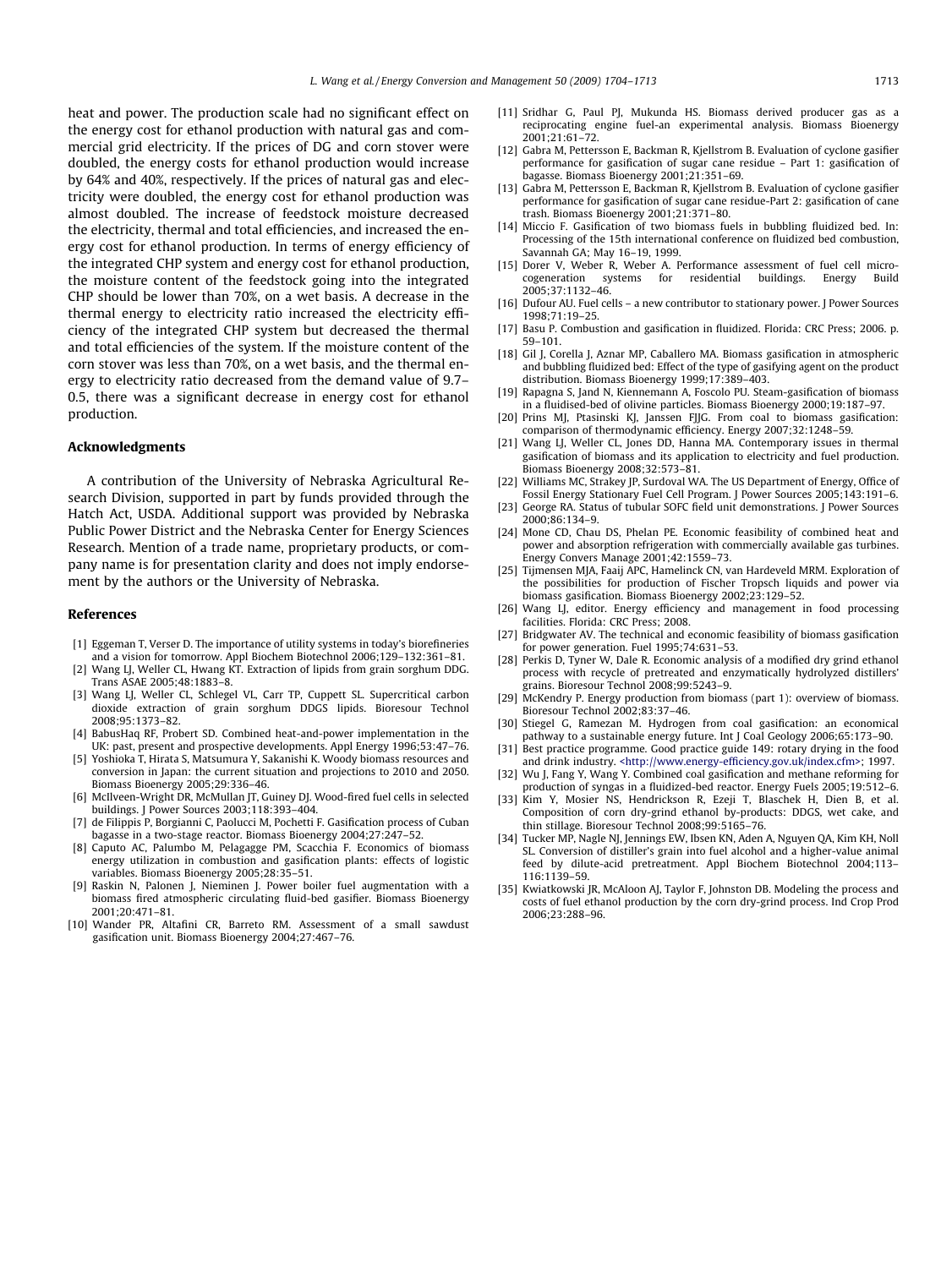heat and power. The production scale had no significant effect on the energy cost for ethanol production with natural gas and commercial grid electricity. If the prices of DG and corn stover were doubled, the energy costs for ethanol production would increase by 64% and 40%, respectively. If the prices of natural gas and electricity were doubled, the energy cost for ethanol production was almost doubled. The increase of feedstock moisture decreased the electricity, thermal and total efficiencies, and increased the energy cost for ethanol production. In terms of energy efficiency of the integrated CHP system and energy cost for ethanol production, the moisture content of the feedstock going into the integrated CHP should be lower than 70%, on a wet basis. A decrease in the thermal energy to electricity ratio increased the electricity efficiency of the integrated CHP system but decreased the thermal and total efficiencies of the system. If the moisture content of the corn stover was less than 70%, on a wet basis, and the thermal energy to electricity ratio decreased from the demand value of 9.7–0.5, there was a significant decrease in energy cost for ethanol production.

## Acknowledgments

A contribution of the University of Nebraska Agricultural Research Division, supported in part by funds provided through the Hatch Act, USDA. Additional support was provided by Nebraska Public Power District and the Nebraska Center for Energy Sciences Research. Mention of a trade name, proprietary products, or company name is for presentation clarity and does not imply endorsement by the authors or the University of Nebraska.

## References

[1] Eggeman T, Verser D. The importance of utility systems in today's biorefineries and a vision for tomorrow. Appl Biochem Biotechnol 2006;129–132:361–81.

[2] Wang LJ, Weller CL, Hwang KT. Extraction of lipids from grain sorghum DDG. Trans ASAE 2005;48:1883–8.

[3] Wang LJ, Weller CL, Schlegel VL, Carr TP, Cuppett SL. Supercritical carbon dioxide extraction of grain sorghum DDGS lipids. Bioresour Technol 2008;95:1373–82.

[4] BabusHaq RF, Probert SD. Combined heat-and-power implementation in the UK: past, present and prospective developments. Appl Energy 1996;53:47–76.

[5] Yoshioka T, Hirata S, Matsumura Y, Sakanishi K. Woody biomass resources and conversion in Japan: the current situation and projections to 2010 and 2050. Biomass Bioenergy 2005;29:336–46.

[6] McIlveen-Wright DR, McMullan JT, Guiney DJ. Wood-fired fuel cells in selected buildings. J Power Sources 2003;118:393–404.

[7] de Filippis P, Borgianni C, Paolucci M, Pochetti F. Gasification process of Cuban bagasse in a two-stage reactor. Biomass Bioenergy 2004;27:247–52.

[8] Caputo AC, Palumbo M, Pelagagge PM, Scacchia F. Economics of biomass energy utilization in combustion and gasification plants: effects of logistic variables. Biomass Bioenergy 2005;28:35–51.

[9] Raskin N, Palonen J, Nieminen J. Power boiler fuel augmentation with a biomass fired atmospheric circulating fluid-bed gasifier. Biomass Bioenergy 2001;20:471–81.

[10] Wander PR, Altafini CR, Barreto RM. Assessment of a small sawdust gasification unit. Biomass Bioenergy 2004;27:467–76.

[11] Sridhar G, Paul PJ, Mukunda HS. Biomass derived producer gas as a reciprocating engine fuel-an experimental analysis. Biomass Bioenergy 2001;21:61–72.

[12] Gabra M, Pettersson E, Backman R, Kjellstrom B. Evaluation of cyclone gasifier performance for gasification of sugar cane residue – Part 1: gasification of bagasse. Biomass Bioenergy 2001;21:351–69.

[13] Gabra M, Pettersson E, Backman R, Kjellstrom B. Evaluation of cyclone gasifier performance for gasification of sugar cane residue-Part 2: gasification of cane trash. Biomass Bioenergy 2001;21:371–80.

[14] Miccio F. Gasification of two biomass fuels in bubbling fluidized bed. In: Processing of the 15th international conference on fluidized bed combustion, Savannah GA; May 16–19, 1999.

[15] Dorer V, Weber R, Weber A. Performance assessment of fuel cell micro-cogeneration systems for residential buildings. Energy Build 2005;37:1132–46.

[16] Dufour AU. Fuel cells – a new contributor to stationary power. J Power Sources 1998;71:19–25.

[17] Basu P. Combustion and gasification in fluidized. Florida: CRC Press; 2006. p. 59–101.

[18] Gil J, Corella J, Aznar MP, Caballero MA. Biomass gasification in atmospheric and bubbling fluidized bed: Effect of the type of gasifying agent on the product distribution. Biomass Bioenergy 1999;17:389–403.

[19] Rapagna S, Jand N, Kiennemann A, Foscolo PU. Steam-gasification of biomass in a fluidised-bed of olivine particles. Biomass Bioenergy 2000;19:187–97.

[20] Prins MJ, Ptasinski KJ, Janssen FJJG. From coal to biomass gasification: comparison of thermodynamic efficiency. Energy 2007;32:1248–59.

[21] Wang LJ, Weller CL, Jones DD, Hanna MA. Contemporary issues in thermal gasification of biomass and its application to electricity and fuel production. Biomass Bioenergy 2008;32:573–81.

[22] Williams MC, Strakey JP, Surdoval WA. The US Department of Energy, Office of Fossil Energy Stationary Fuel Cell Program. J Power Sources 2005;143:191–6.

[23] George RA. Status of tubular SOFC field unit demonstrations. J Power Sources 2000;86:134–9.

[24] Mone CD, Chau DS, Phelan PE. Economic feasibility of combined heat and power and absorption refrigeration with commercially available gas turbines. Energy Convers Manage 2001;42:1559–73.

[25] Tijmensen MJA, Faaij APC, Hamelinck CN, van Hardeveld MRM. Exploration of the possibilities for production of Fischer Tropsch liquids and power via biomass gasification. Biomass Bioenergy 2002;23:129–52.

[26] Wang LJ, editor. Energy efficiency and management in food processing facilities. Florida: CRC Press; 2008.

[27] Bridgwater AV. The technical and economic feasibility of biomass gasification for power generation. Fuel 1995;74:631–53.

[28] Perkis D, Tyner W, Dale R. Economic analysis of a modified dry grind ethanol process with recycle of pretreated and enzymatically hydrolyzed distillers' grains. Bioresour Technol 2008;99:5243–9.

[29] McKendry P. Energy production from biomass (part 1): overview of biomass. Bioresour Technol 2002;83:37–46.

[30] Stiegel G, Ramezan M. Hydrogen from coal gasification: an economical pathway to a sustainable energy future. Int J Coal Geology 2006;65:173–90.

[31] Best practice programme. Good practice guide 149: rotary drying in the food and drink industry. <http://www.energy-efficiency.gov.uk/index.cfm>; 1997.

[32] Wu J, Fang Y, Wang Y. Combined coal gasification and methane reforming for production of syngas in a fluidized-bed reactor. Energy Fuels 2005;19:512–6.

[33] Kim Y, Mosier NS, Hendrickson R, Ezeji T, Blaschek H, Dien B, et al. Composition of corn dry-grind ethanol by-products: DDGS, wet cake, and thin stillage. Bioresour Technol 2008;99:5165–76.

[34] Tucker MP, Nagle NJ, Jennings EW, Ibsen KN, Aden A, Nguyen QA, Kim KH, Noll SL. Conversion of distiller's grain into fuel alcohol and a higher-value animal feed by dilute-acid pretreatment. Appl Biochem Biotechnol 2004;113–116:1139–59.

[35] Kwiatkowski JR, McAloon AJ, Taylor F, Johnston DB. Modeling the process and costs of fuel ethanol production by the corn dry-grind process. Ind Crop Prod 2006;23:288–96.